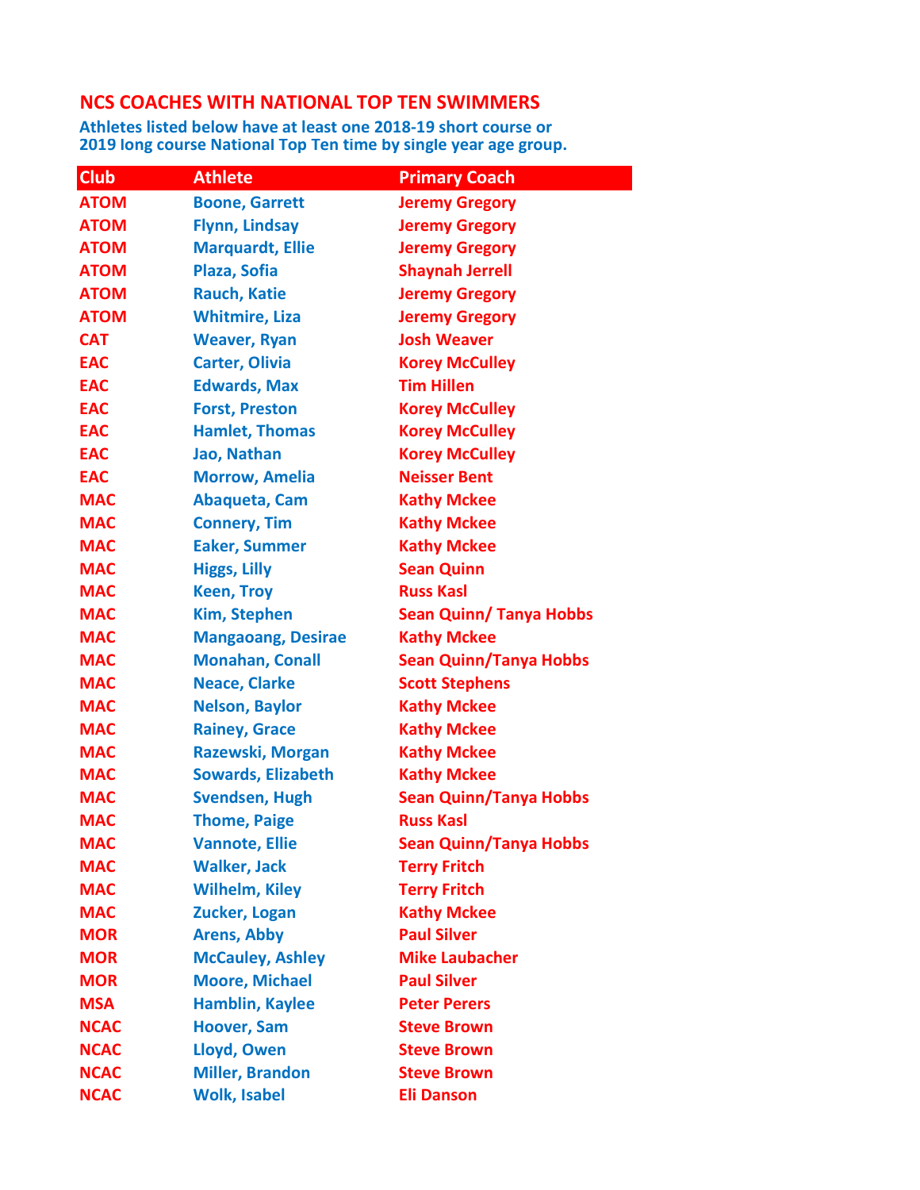# NCS COACHES WITH NATIONAL TOP TEN SWIMMERS

**Athletes listed below have at least one 2018-19 short course or 2019 long course National Top Ten time by single year age group.**

| Club | Athlete | Primary Coach |
|---|---|---|
| ATOM | Boone, Garrett | Jeremy Gregory |
| ATOM | Flynn, Lindsay | Jeremy Gregory |
| ATOM | Marquardt, Ellie | Jeremy Gregory |
| ATOM | Plaza, Sofia | Shaynah Jerrell |
| ATOM | Rauch, Katie | Jeremy Gregory |
| ATOM | Whitmire, Liza | Jeremy Gregory |
| CAT | Weaver, Ryan | Josh Weaver |
| EAC | Carter, Olivia | Korey McCulley |
| EAC | Edwards, Max | Tim Hillen |
| EAC | Forst, Preston | Korey McCulley |
| EAC | Hamlet, Thomas | Korey McCulley |
| EAC | Jao, Nathan | Korey McCulley |
| EAC | Morrow, Amelia | Neisser Bent |
| MAC | Abaqueta, Cam | Kathy Mckee |
| MAC | Connery, Tim | Kathy Mckee |
| MAC | Eaker, Summer | Kathy Mckee |
| MAC | Higgs, Lilly | Sean Quinn |
| MAC | Keen, Troy | Russ Kasl |
| MAC | Kim, Stephen | Sean Quinn/ Tanya Hobbs |
| MAC | Mangaoang, Desirae | Kathy Mckee |
| MAC | Monahan, Conall | Sean Quinn/Tanya Hobbs |
| MAC | Neace, Clarke | Scott Stephens |
| MAC | Nelson, Baylor | Kathy Mckee |
| MAC | Rainey, Grace | Kathy Mckee |
| MAC | Razewski, Morgan | Kathy Mckee |
| MAC | Sowards, Elizabeth | Kathy Mckee |
| MAC | Svendsen, Hugh | Sean Quinn/Tanya Hobbs |
| MAC | Thome, Paige | Russ Kasl |
| MAC | Vannote, Ellie | Sean Quinn/Tanya Hobbs |
| MAC | Walker, Jack | Terry Fritch |
| MAC | Wilhelm, Kiley | Terry Fritch |
| MAC | Zucker, Logan | Kathy Mckee |
| MOR | Arens, Abby | Paul Silver |
| MOR | McCauley, Ashley | Mike Laubacher |
| MOR | Moore, Michael | Paul Silver |
| MSA | Hamblin, Kaylee | Peter Perers |
| NCAC | Hoover, Sam | Steve Brown |
| NCAC | Lloyd, Owen | Steve Brown |
| NCAC | Miller, Brandon | Steve Brown |
| NCAC | Wolk, Isabel | Eli Danson |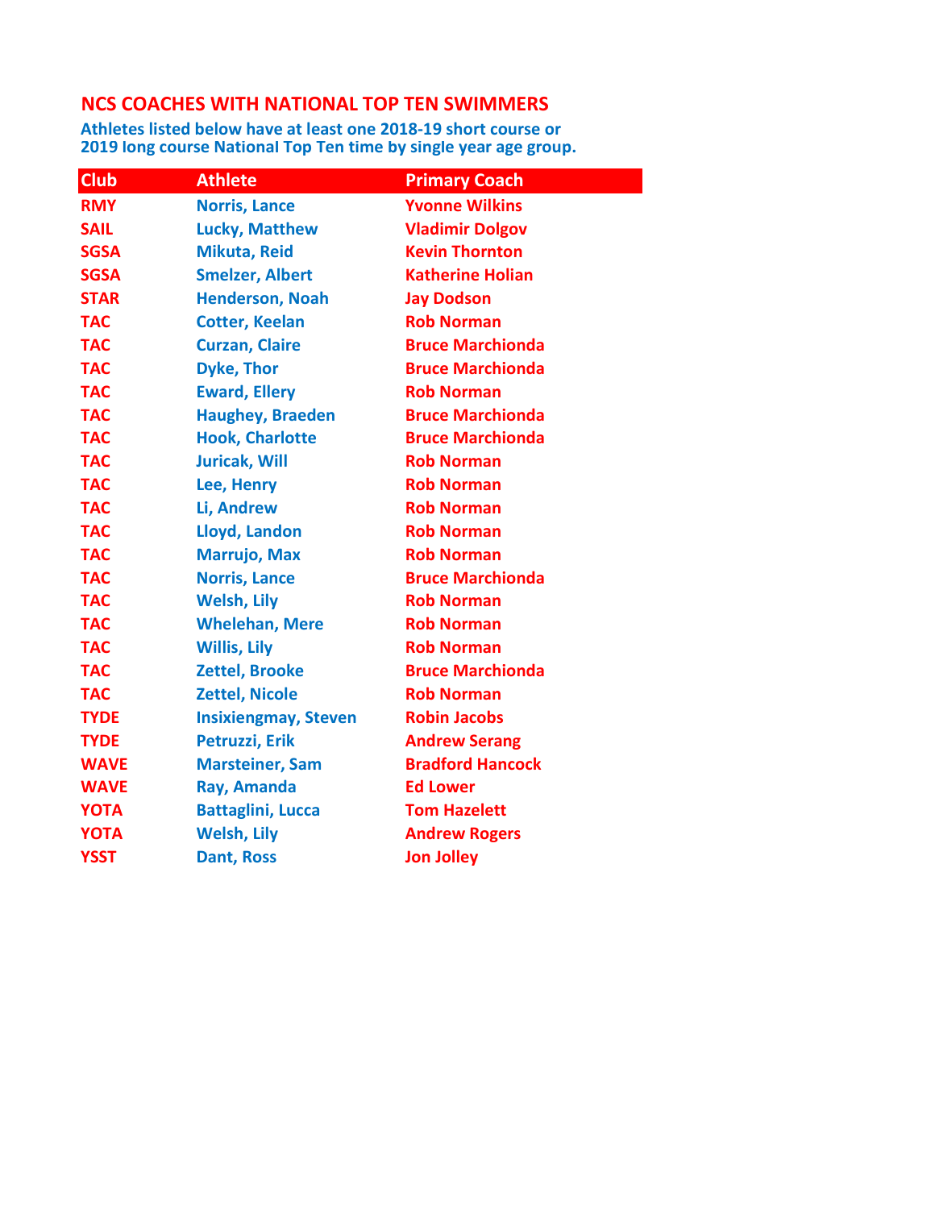## NCS COACHES WITH NATIONAL TOP TEN SWIMMERS

**Athletes listed below have at least one 2018-19 short course or 2019 long course National Top Ten time by single year age group.**

| Club | Athlete | Primary Coach |
|---|---|---|
| RMY | Norris, Lance | Yvonne Wilkins |
| SAIL | Lucky, Matthew | Vladimir Dolgov |
| SGSA | Mikuta, Reid | Kevin Thornton |
| SGSA | Smelzer, Albert | Katherine Holian |
| STAR | Henderson, Noah | Jay Dodson |
| TAC | Cotter, Keelan | Rob Norman |
| TAC | Curzan, Claire | Bruce Marchionda |
| TAC | Dyke, Thor | Bruce Marchionda |
| TAC | Eward, Ellery | Rob Norman |
| TAC | Haughey, Braeden | Bruce Marchionda |
| TAC | Hook, Charlotte | Bruce Marchionda |
| TAC | Juricak, Will | Rob Norman |
| TAC | Lee, Henry | Rob Norman |
| TAC | Li, Andrew | Rob Norman |
| TAC | Lloyd, Landon | Rob Norman |
| TAC | Marrujo, Max | Rob Norman |
| TAC | Norris, Lance | Bruce Marchionda |
| TAC | Welsh, Lily | Rob Norman |
| TAC | Whelehan, Mere | Rob Norman |
| TAC | Willis, Lily | Rob Norman |
| TAC | Zettel, Brooke | Bruce Marchionda |
| TAC | Zettel, Nicole | Rob Norman |
| TYDE | Insixiengmay, Steven | Robin Jacobs |
| TYDE | Petruzzi, Erik | Andrew Serang |
| WAVE | Marsteiner, Sam | Bradford Hancock |
| WAVE | Ray, Amanda | Ed Lower |
| YOTA | Battaglini, Lucca | Tom Hazelett |
| YOTA | Welsh, Lily | Andrew Rogers |
| YSST | Dant, Ross | Jon Jolley |